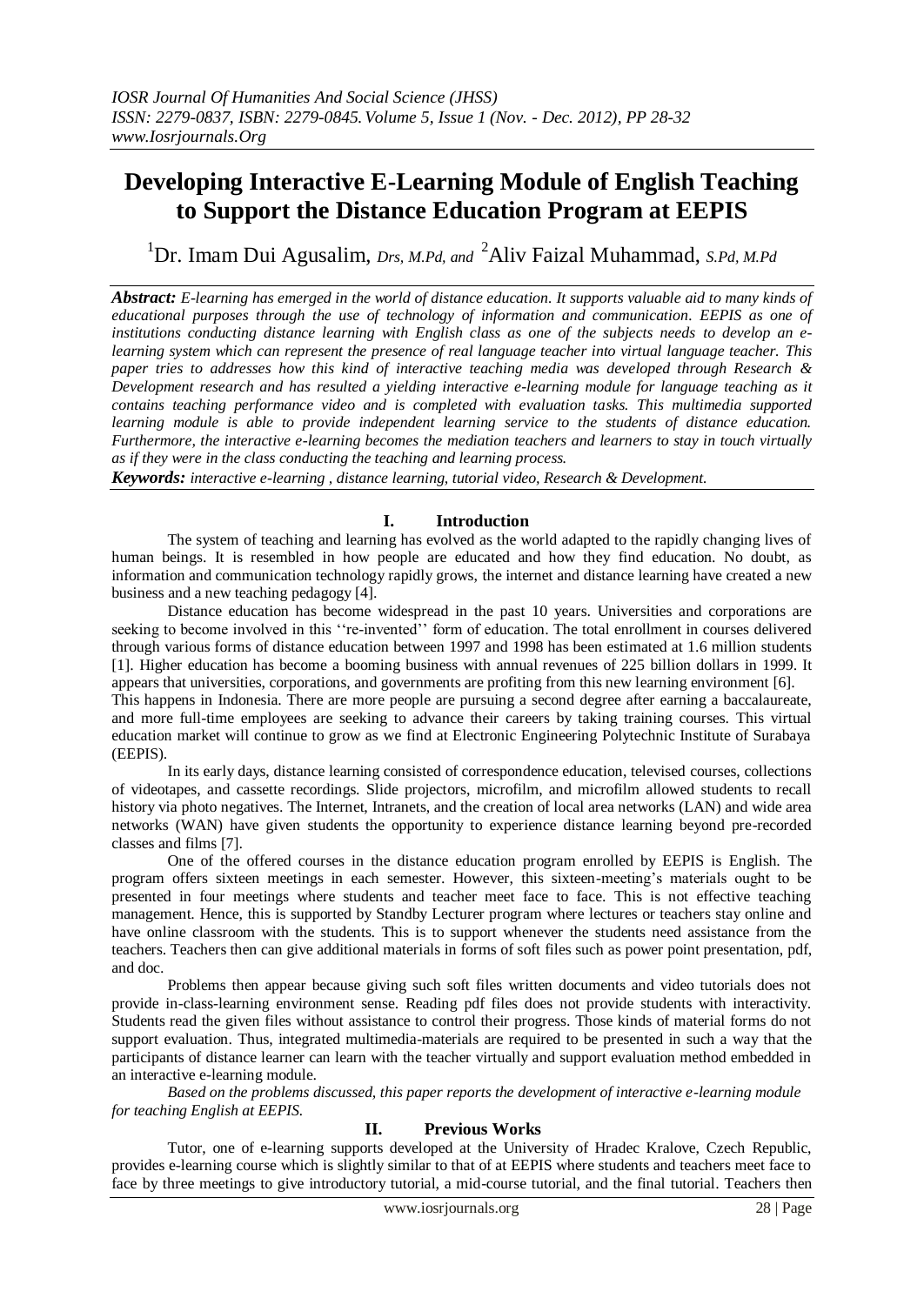# Developing Interactive E-Learning Module of English Teaching to Support the Distance Education Program at EEPIS

[1]Dr. Imam Dui Agusalim, *Drs, M.Pd, and* [2]Aliv Faizal Muhammad, *S.Pd, M.Pd*

***Abstract:*** *E-learning has emerged in the world of distance education. It supports valuable aid to many kinds of educational purposes through the use of technology of information and communication. EEPIS as one of institutions conducting distance learning with English class as one of the subjects needs to develop an e-learning system which can represent the presence of real language teacher into virtual language teacher. This paper tries to addresses how this kind of interactive teaching media was developed through Research & Development research and has resulted a yielding interactive e-learning module for language teaching as it contains teaching performance video and is completed with evaluation tasks. This multimedia supported learning module is able to provide independent learning service to the students of distance education. Furthermore, the interactive e-learning becomes the mediation teachers and learners to stay in touch virtually as if they were in the class conducting the teaching and learning process.*

***Keywords:*** *interactive e-learning , distance learning, tutorial video, Research & Development.*

## I. Introduction

The system of teaching and learning has evolved as the world adapted to the rapidly changing lives of human beings. It is resembled in how people are educated and how they find education. No doubt, as information and communication technology rapidly grows, the internet and distance learning have created a new business and a new teaching pedagogy [4].

Distance education has become widespread in the past 10 years. Universities and corporations are seeking to become involved in this ''re-invented'' form of education. The total enrollment in courses delivered through various forms of distance education between 1997 and 1998 has been estimated at 1.6 million students [1]. Higher education has become a booming business with annual revenues of 225 billion dollars in 1999. It appears that universities, corporations, and governments are profiting from this new learning environment [6].

This happens in Indonesia. There are more people are pursuing a second degree after earning a baccalaureate, and more full-time employees are seeking to advance their careers by taking training courses. This virtual education market will continue to grow as we find at Electronic Engineering Polytechnic Institute of Surabaya (EEPIS).

In its early days, distance learning consisted of correspondence education, televised courses, collections of videotapes, and cassette recordings. Slide projectors, microfilm, and microfilm allowed students to recall history via photo negatives. The Internet, Intranets, and the creation of local area networks (LAN) and wide area networks (WAN) have given students the opportunity to experience distance learning beyond pre-recorded classes and films [7].

One of the offered courses in the distance education program enrolled by EEPIS is English. The program offers sixteen meetings in each semester. However, this sixteen-meeting's materials ought to be presented in four meetings where students and teacher meet face to face. This is not effective teaching management. Hence, this is supported by Standby Lecturer program where lectures or teachers stay online and have online classroom with the students. This is to support whenever the students need assistance from the teachers. Teachers then can give additional materials in forms of soft files such as power point presentation, pdf, and doc.

Problems then appear because giving such soft files written documents and video tutorials does not provide in-class-learning environment sense. Reading pdf files does not provide students with interactivity. Students read the given files without assistance to control their progress. Those kinds of material forms do not support evaluation. Thus, integrated multimedia-materials are required to be presented in such a way that the participants of distance learner can learn with the teacher virtually and support evaluation method embedded in an interactive e-learning module.

*Based on the problems discussed, this paper reports the development of interactive e-learning module for teaching English at EEPIS.*

## II. Previous Works

Tutor, one of e-learning supports developed at the University of Hradec Kralove, Czech Republic, provides e-learning course which is slightly similar to that of at EEPIS where students and teachers meet face to face by three meetings to give introductory tutorial, a mid-course tutorial, and the final tutorial. Teachers then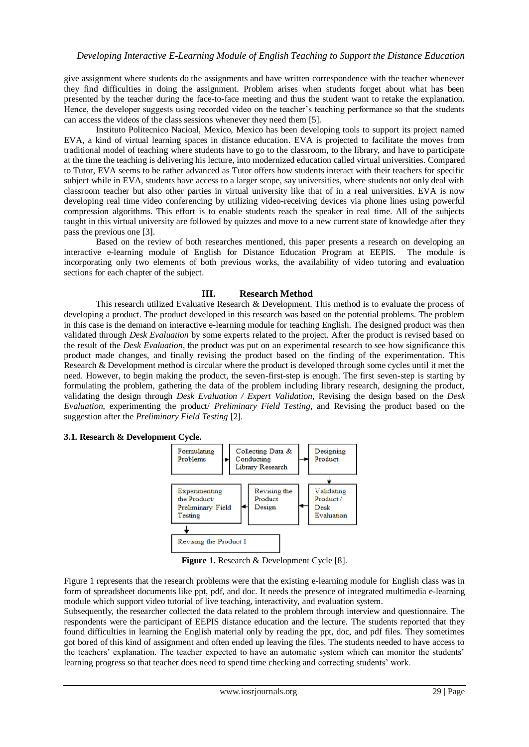give assignment where students do the assignments and have written correspondence with the teacher whenever they find difficulties in doing the assignment. Problem arises when students forget about what has been presented by the teacher during the face-to-face meeting and thus the student want to retake the explanation. Hence, the developer suggests using recorded video on the teacher's teaching performance so that the students can access the videos of the class sessions whenever they need them [5].

Instituto Politecnico Nacioal, Mexico, Mexico has been developing tools to support its project named EVA, a kind of virtual learning spaces in distance education. EVA is projected to facilitate the moves from traditional model of teaching where students have to go to the classroom, to the library, and have to participate at the time the teaching is delivering his lecture, into modernized education called virtual universities. Compared to Tutor, EVA seems to be rather advanced as Tutor offers how students interact with their teachers for specific subject while in EVA, students have access to a larger scope, say universities, where students not only deal with classroom teacher but also other parties in virtual university like that of in a real universities. EVA is now developing real time video conferencing by utilizing video-receiving devices via phone lines using powerful compression algorithms. This effort is to enable students reach the speaker in real time. All of the subjects taught in this virtual university are followed by quizzes and move to a new current state of knowledge after they pass the previous one [3].

Based on the review of both researches mentioned, this paper presents a research on developing an interactive e-learning module of English for Distance Education Program at EEPIS. The module is incorporating only two elements of both previous works, the availability of video tutoring and evaluation sections for each chapter of the subject.

## III. Research Method

This research utilized Evaluative Research & Development. This method is to evaluate the process of developing a product. The product developed in this research was based on the potential problems. The problem in this case is the demand on interactive e-learning module for teaching English. The designed product was then validated through *Desk Evaluation* by some experts related to the project. After the product is revised based on the result of the *Desk Evaluation*, the product was put on an experimental research to see how significance this product made changes, and finally revising the product based on the finding of the experimentation. This Research & Development method is circular where the product is developed through some cycles until it met the need. However, to begin making the product, the seven-first-step is enough. The first seven-step is starting by formulating the problem, gathering the data of the problem including library research, designing the product, validating the design through *Desk Evaluation / Expert Validation*, Revising the design based on the *Desk Evaluation*, experimenting the product/ *Preliminary Field Testing*, and Revising the product based on the suggestion after the *Preliminary Field Testing* [2].

### 3.1. Research & Development Cycle.

Formulating Problems → Collecting Data & Conducting Library Research → Designing Product → Validating Product / Desk Evaluation → Revising the Product Design → Experimenting the Product/ Preliminary Field Testing → Revising the Product I

**Figure 1.** Research & Development Cycle [8].

Figure 1 represents that the research problems were that the existing e-learning module for English class was in form of spreadsheet documents like ppt, pdf, and doc. It needs the presence of integrated multimedia e-learning module which support video tutorial of live teaching, interactivity, and evaluation system.

Subsequently, the researcher collected the data related to the problem through interview and questionnaire. The respondents were the participant of EEPIS distance education and the lecture. The students reported that they found difficulties in learning the English material only by reading the ppt, doc, and pdf files. They sometimes got bored of this kind of assignment and often ended up leaving the files. The students needed to have access to the teachers' explanation. The teacher expected to have an automatic system which can monitor the students' learning progress so that teacher does need to spend time checking and correcting students' work.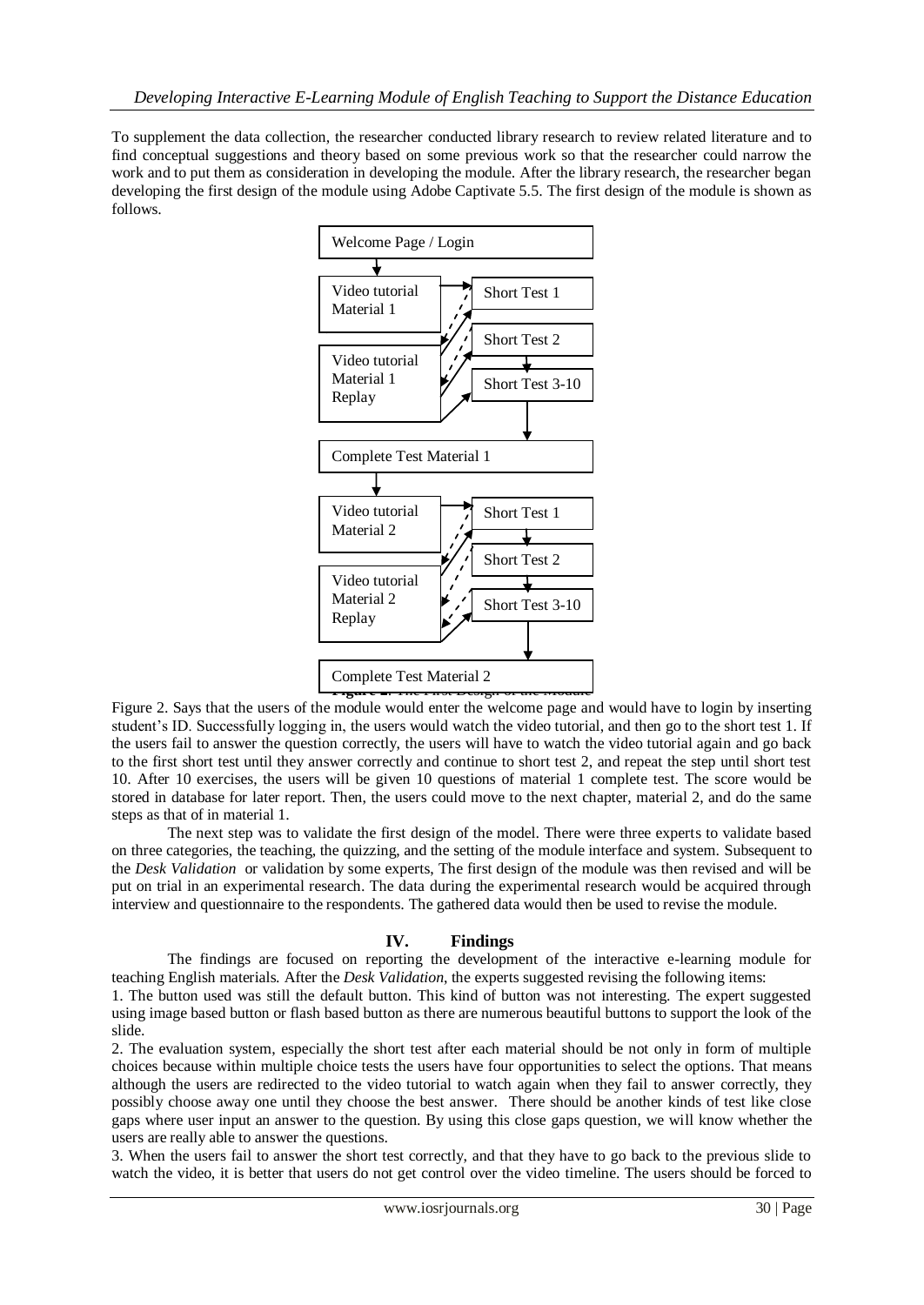To supplement the data collection, the researcher conducted library research to review related literature and to find conceptual suggestions and theory based on some previous work so that the researcher could narrow the work and to put them as consideration in developing the module. After the library research, the researcher began developing the first design of the module using Adobe Captivate 5.5. The first design of the module is shown as follows.

Welcome Page / Login

Video tutorial Material 1 | Short Test 1

Video tutorial Material 1 Replay | Short Test 2 | Short Test 3-10

Complete Test Material 1

Video tutorial Material 2 | Short Test 1

Video tutorial Material 2 Replay | Short Test 2 | Short Test 3-10

Complete Test Material 2

**Figure 2.** The First Design of the Module

Figure 2. Says that the users of the module would enter the welcome page and would have to login by inserting student's ID. Successfully logging in, the users would watch the video tutorial, and then go to the short test 1. If the users fail to answer the question correctly, the users will have to watch the video tutorial again and go back to the first short test until they answer correctly and continue to short test 2, and repeat the step until short test 10. After 10 exercises, the users will be given 10 questions of material 1 complete test. The score would be stored in database for later report. Then, the users could move to the next chapter, material 2, and do the same steps as that of in material 1.

The next step was to validate the first design of the model. There were three experts to validate based on three categories, the teaching, the quizzing, and the setting of the module interface and system. Subsequent to the *Desk Validation* or validation by some experts, The first design of the module was then revised and will be put on trial in an experimental research. The data during the experimental research would be acquired through interview and questionnaire to the respondents. The gathered data would then be used to revise the module.

## IV. Findings

The findings are focused on reporting the development of the interactive e-learning module for teaching English materials. After the *Desk Validation*, the experts suggested revising the following items:

1. The button used was still the default button. This kind of button was not interesting. The expert suggested using image based button or flash based button as there are numerous beautiful buttons to support the look of the slide.

2. The evaluation system, especially the short test after each material should be not only in form of multiple choices because within multiple choice tests the users have four opportunities to select the options. That means although the users are redirected to the video tutorial to watch again when they fail to answer correctly, they possibly choose away one until they choose the best answer. There should be another kinds of test like close gaps where user input an answer to the question. By using this close gaps question, we will know whether the users are really able to answer the questions.

3. When the users fail to answer the short test correctly, and that they have to go back to the previous slide to watch the video, it is better that users do not get control over the video timeline. The users should be forced to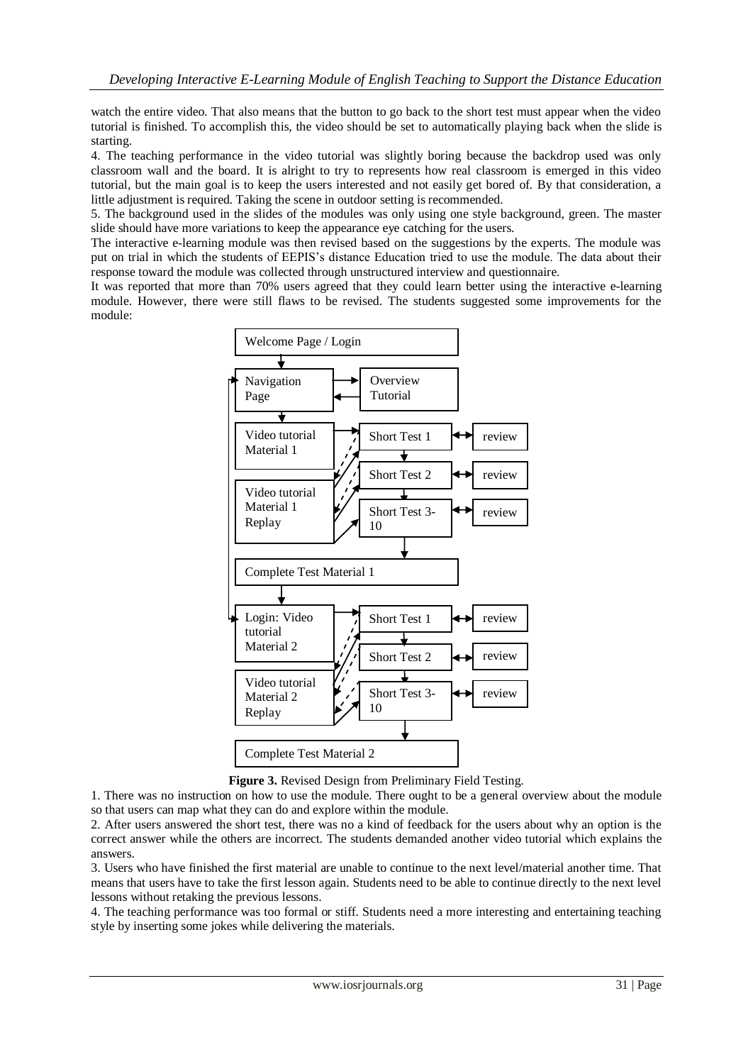watch the entire video. That also means that the button to go back to the short test must appear when the video tutorial is finished. To accomplish this, the video should be set to automatically playing back when the slide is starting.

4. The teaching performance in the video tutorial was slightly boring because the backdrop used was only classroom wall and the board. It is alright to try to represents how real classroom is emerged in this video tutorial, but the main goal is to keep the users interested and not easily get bored of. By that consideration, a little adjustment is required. Taking the scene in outdoor setting is recommended.

5. The background used in the slides of the modules was only using one style background, green. The master slide should have more variations to keep the appearance eye catching for the users.

The interactive e-learning module was then revised based on the suggestions by the experts. The module was put on trial in which the students of EEPIS's distance Education tried to use the module. The data about their response toward the module was collected through unstructured interview and questionnaire.

It was reported that more than 70% users agreed that they could learn better using the interactive e-learning module. However, there were still flaws to be revised. The students suggested some improvements for the module:

Welcome Page / Login

Navigation Page | Overview Tutorial

Video tutorial Material 1 | Short Test 1 | review

Short Test 2 | review

Video tutorial Material 1 Replay | Short Test 3-10 | review

Complete Test Material 1

Login: Video tutorial Material 2 | Short Test 1 | review

Short Test 2 | review

Video tutorial Material 2 Replay | Short Test 3-10 | review

Complete Test Material 2

**Figure 3.** Revised Design from Preliminary Field Testing.

1. There was no instruction on how to use the module. There ought to be a general overview about the module so that users can map what they can do and explore within the module.
2. After users answered the short test, there was no a kind of feedback for the users about why an option is the correct answer while the others are incorrect. The students demanded another video tutorial which explains the answers.
3. Users who have finished the first material are unable to continue to the next level/material another time. That means that users have to take the first lesson again. Students need to be able to continue directly to the next level lessons without retaking the previous lessons.
4. The teaching performance was too formal or stiff. Students need a more interesting and entertaining teaching style by inserting some jokes while delivering the materials.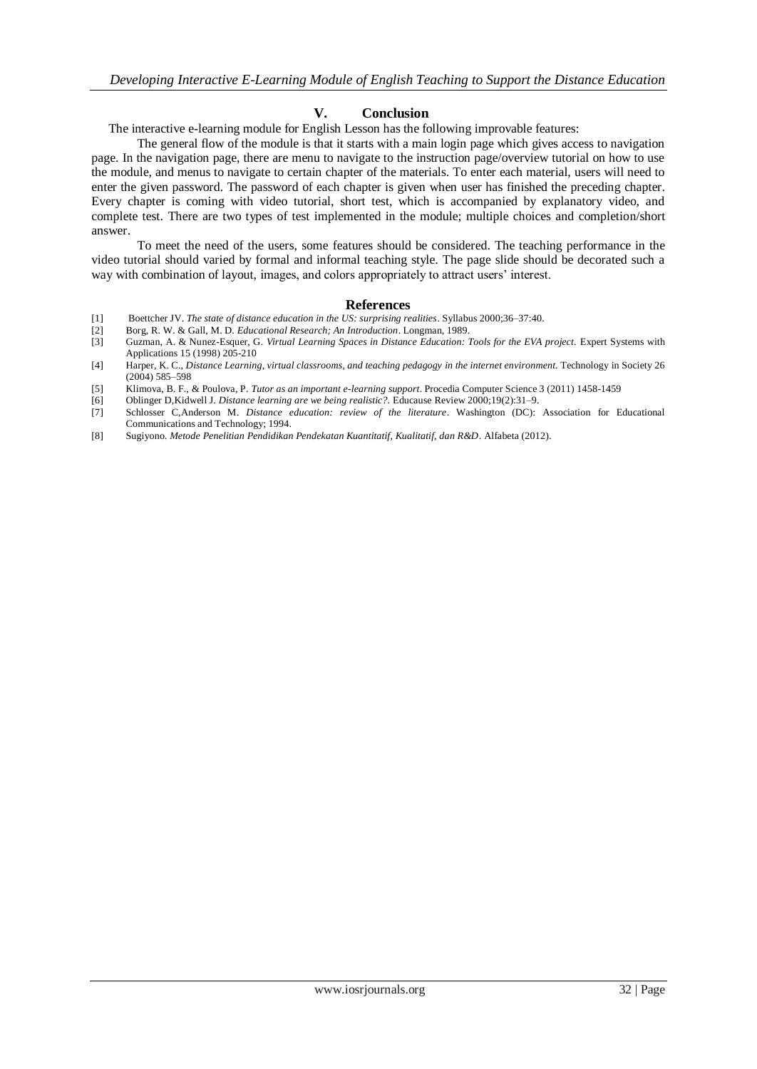## V. Conclusion

The interactive e-learning module for English Lesson has the following improvable features:

The general flow of the module is that it starts with a main login page which gives access to navigation page. In the navigation page, there are menu to navigate to the instruction page/overview tutorial on how to use the module, and menus to navigate to certain chapter of the materials. To enter each material, users will need to enter the given password. The password of each chapter is given when user has finished the preceding chapter. Every chapter is coming with video tutorial, short test, which is accompanied by explanatory video, and complete test. There are two types of test implemented in the module; multiple choices and completion/short answer.

To meet the need of the users, some features should be considered. The teaching performance in the video tutorial should varied by formal and informal teaching style. The page slide should be decorated such a way with combination of layout, images, and colors appropriately to attract users' interest.

## References

[1] Boettcher JV. *The state of distance education in the US: surprising realities*. Syllabus 2000;36–37:40.

[2] Borg, R. W. & Gall, M. D. *Educational Research; An Introduction*. Longman, 1989.

[3] Guzman, A. & Nunez-Esquer, G. *Virtual Learning Spaces in Distance Education: Tools for the EVA project*. Expert Systems with Applications 15 (1998) 205-210

[4] Harper, K. C., *Distance Learning, virtual classrooms, and teaching pedagogy in the internet environment*. Technology in Society 26 (2004) 585–598

[5] Klimova, B. F., & Poulova, P. *Tutor as an important e-learning support*. Procedia Computer Science 3 (2011) 1458-1459

[6] Oblinger D,Kidwell J. *Distance learning are we being realistic?*. Educause Review 2000;19(2):31–9.

[7] Schlosser C,Anderson M. *Distance education: review of the literature*. Washington (DC): Association for Educational Communications and Technology; 1994.

[8] Sugiyono. *Metode Penelitian Pendidikan Pendekatan Kuantitatif, Kualitatif, dan R&D*. Alfabeta (2012).